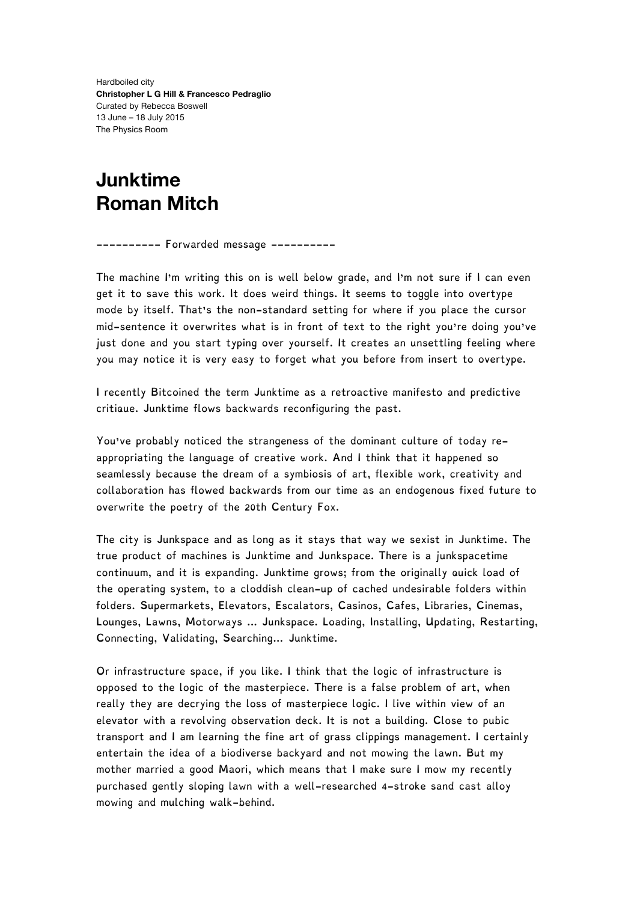Hardboiled city
**Christopher L G Hill & Francesco Pedraglio**
Curated by Rebecca Boswell
13 June – 18 July 2015
The Physics Room

# Junktime
# Roman Mitch

---------- Forwarded message ----------

The machine I'm writing this on is well below grade, and I'm not sure if I can even get it to save this work. It does weird things. It seems to toggle into overtype mode by itself. That's the non-standard setting for where if you place the cursor mid-sentence it overwrites what is in front of text to the right you're doing you've just done and you start typing over yourself. It creates an unsettling feeling where you may notice it is very easy to forget what you before from insert to overtype.

I recently Bitcoined the term Junktime as a retroactive manifesto and predictive critique. Junktime flows backwards reconfiguring the past.

You've probably noticed the strangeness of the dominant culture of today re-appropriating the language of creative work. And I think that it happened so seamlessly because the dream of a symbiosis of art, flexible work, creativity and collaboration has flowed backwards from our time as an endogenous fixed future to overwrite the poetry of the 20th Century Fox.

The city is Junkspace and as long as it stays that way we sexist in Junktime. The true product of machines is Junktime and Junkspace. There is a junkspacetime continuum, and it is expanding. Junktime grows; from the originally quick load of the operating system, to a cloddish clean-up of cached undesirable folders within folders. Supermarkets, Elevators, Escalators, Casinos, Cafes, Libraries, Cinemas, Lounges, Lawns, Motorways ... Junkspace. Loading, Installing, Updating, Restarting, Connecting, Validating, Searching... Junktime.

Or infrastructure space, if you like. I think that the logic of infrastructure is opposed to the logic of the masterpiece. There is a false problem of art, when really they are decrying the loss of masterpiece logic. I live within view of an elevator with a revolving observation deck. It is not a building. Close to pubic transport and I am learning the fine art of grass clippings management. I certainly entertain the idea of a biodiverse backyard and not mowing the lawn. But my mother married a good Maori, which means that I make sure I mow my recently purchased gently sloping lawn with a well-researched 4-stroke sand cast alloy mowing and mulching walk-behind.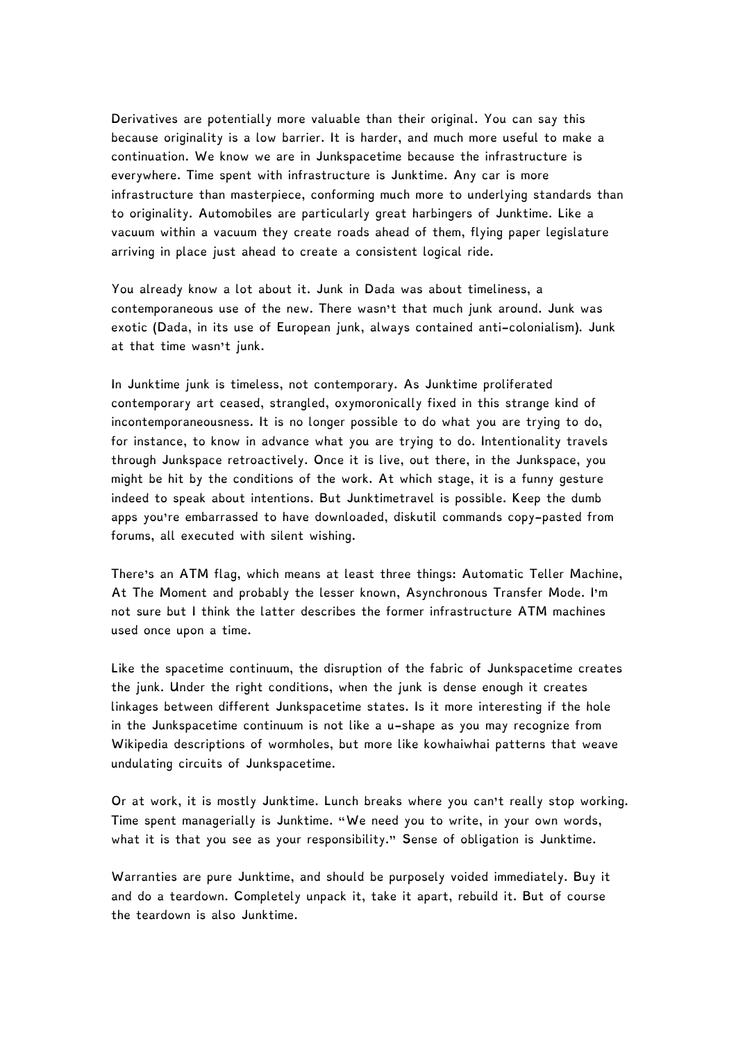Derivatives are potentially more valuable than their original. You can say this because originality is a low barrier. It is harder, and much more useful to make a continuation. We know we are in Junkspacetime because the infrastructure is everywhere. Time spent with infrastructure is Junktime. Any car is more infrastructure than masterpiece, conforming much more to underlying standards than to originality. Automobiles are particularly great harbingers of Junktime. Like a vacuum within a vacuum they create roads ahead of them, flying paper legislature arriving in place just ahead to create a consistent logical ride.

You already know a lot about it. Junk in Dada was about timeliness, a contemporaneous use of the new. There wasn't that much junk around. Junk was exotic (Dada, in its use of European junk, always contained anti-colonialism). Junk at that time wasn't junk.

In Junktime junk is timeless, not contemporary. As Junktime proliferated contemporary art ceased, strangled, oxymoronically fixed in this strange kind of incontemporaneousness. It is no longer possible to do what you are trying to do, for instance, to know in advance what you are trying to do. Intentionality travels through Junkspace retroactively. Once it is live, out there, in the Junkspace, you might be hit by the conditions of the work. At which stage, it is a funny gesture indeed to speak about intentions. But Junktimetravel is possible. Keep the dumb apps you're embarrassed to have downloaded, diskutil commands copy-pasted from forums, all executed with silent wishing.

There's an ATM flag, which means at least three things: Automatic Teller Machine, At The Moment and probably the lesser known, Asynchronous Transfer Mode. I'm not sure but I think the latter describes the former infrastructure ATM machines used once upon a time.

Like the spacetime continuum, the disruption of the fabric of Junkspacetime creates the junk. Under the right conditions, when the junk is dense enough it creates linkages between different Junkspacetime states. Is it more interesting if the hole in the Junkspacetime continuum is not like a u-shape as you may recognize from Wikipedia descriptions of wormholes, but more like kowhaiwhai patterns that weave undulating circuits of Junkspacetime.

Or at work, it is mostly Junktime. Lunch breaks where you can't really stop working. Time spent managerially is Junktime. "We need you to write, in your own words, what it is that you see as your responsibility." Sense of obligation is Junktime.

Warranties are pure Junktime, and should be purposely voided immediately. Buy it and do a teardown. Completely unpack it, take it apart, rebuild it. But of course the teardown is also Junktime.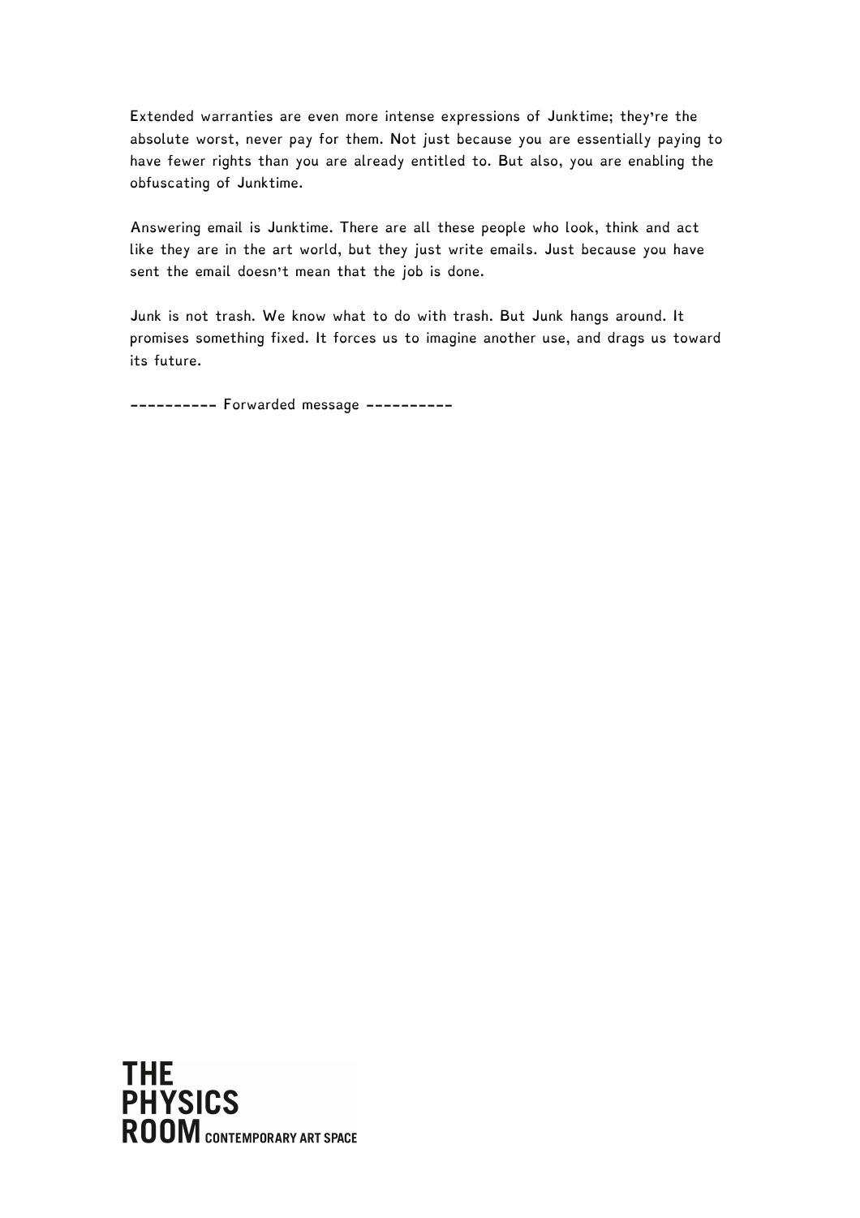Extended warranties are even more intense expressions of Junktime; they're the absolute worst, never pay for them. Not just because you are essentially paying to have fewer rights than you are already entitled to. But also, you are enabling the obfuscating of Junktime.

Answering email is Junktime. There are all these people who look, think and act like they are in the art world, but they just write emails. Just because you have sent the email doesn't mean that the job is done.

Junk is not trash. We know what to do with trash. But Junk hangs around. It promises something fixed. It forces us to imagine another use, and drags us toward its future.

---------- Forwarded message ----------

THE PHYSICS ROOM CONTEMPORARY ART SPACE